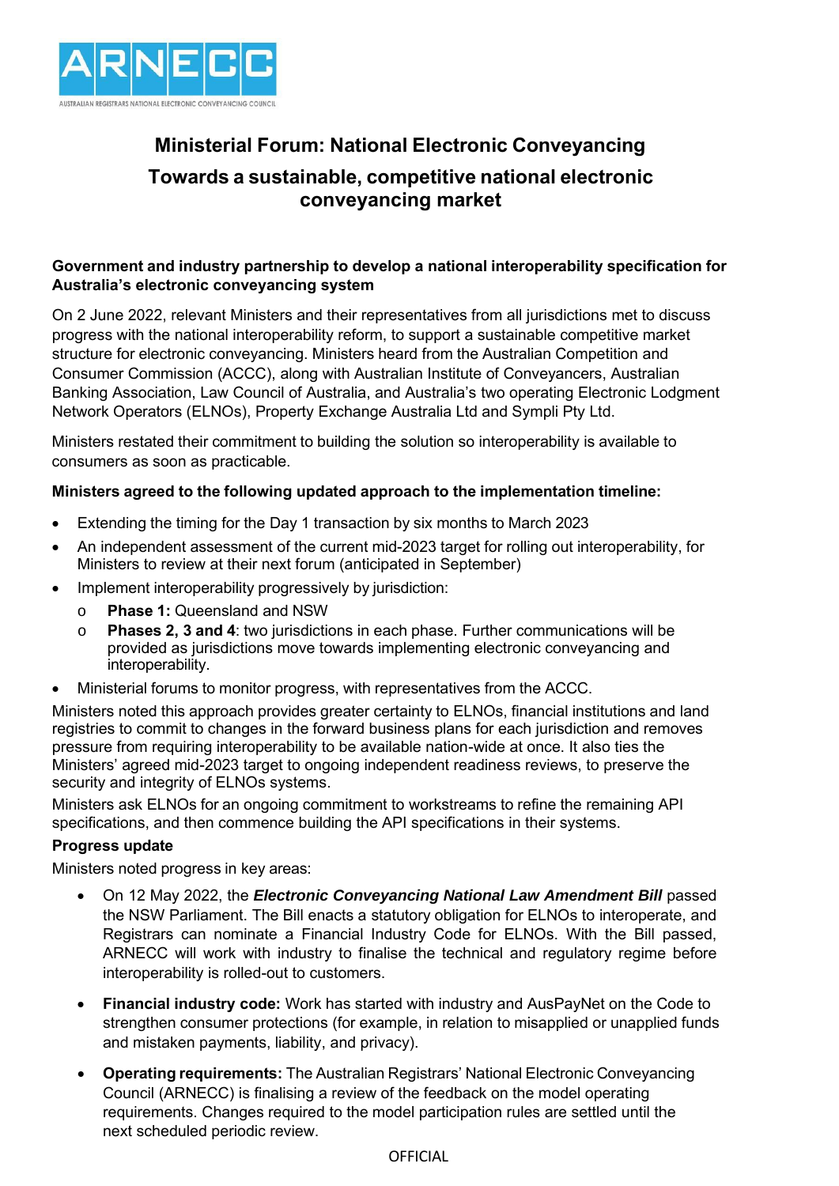# Ministerial Forum: National Electronic Conveyancing

## Towards a sustainable, competitive national electronic conveyancing market

**Government and industry partnership to develop a national interoperability specification for Australia's electronic conveyancing system**

On 2 June 2022, relevant Ministers and their representatives from all jurisdictions met to discuss progress with the national interoperability reform, to support a sustainable competitive market structure for electronic conveyancing. Ministers heard from the Australian Competition and Consumer Commission (ACCC), along with Australian Institute of Conveyancers, Australian Banking Association, Law Council of Australia, and Australia's two operating Electronic Lodgment Network Operators (ELNOs), Property Exchange Australia Ltd and Sympli Pty Ltd.

Ministers restated their commitment to building the solution so interoperability is available to consumers as soon as practicable.

**Ministers agreed to the following updated approach to the implementation timeline:**

- Extending the timing for the Day 1 transaction by six months to March 2023
- An independent assessment of the current mid-2023 target for rolling out interoperability, for Ministers to review at their next forum (anticipated in September)
- Implement interoperability progressively by jurisdiction:
  - **Phase 1:** Queensland and NSW
  - **Phases 2, 3 and 4**: two jurisdictions in each phase. Further communications will be provided as jurisdictions move towards implementing electronic conveyancing and interoperability.
- Ministerial forums to monitor progress, with representatives from the ACCC.

Ministers noted this approach provides greater certainty to ELNOs, financial institutions and land registries to commit to changes in the forward business plans for each jurisdiction and removes pressure from requiring interoperability to be available nation-wide at once. It also ties the Ministers' agreed mid-2023 target to ongoing independent readiness reviews, to preserve the security and integrity of ELNOs systems.

Ministers ask ELNOs for an ongoing commitment to workstreams to refine the remaining API specifications, and then commence building the API specifications in their systems.

**Progress update**

Ministers noted progress in key areas:

- On 12 May 2022, the ***Electronic Conveyancing National Law Amendment Bill*** passed the NSW Parliament. The Bill enacts a statutory obligation for ELNOs to interoperate, and Registrars can nominate a Financial Industry Code for ELNOs. With the Bill passed, ARNECC will work with industry to finalise the technical and regulatory regime before interoperability is rolled-out to customers.
- **Financial industry code:** Work has started with industry and AusPayNet on the Code to strengthen consumer protections (for example, in relation to misapplied or unapplied funds and mistaken payments, liability, and privacy).
- **Operating requirements:** The Australian Registrars' National Electronic Conveyancing Council (ARNECC) is finalising a review of the feedback on the model operating requirements. Changes required to the model participation rules are settled until the next scheduled periodic review.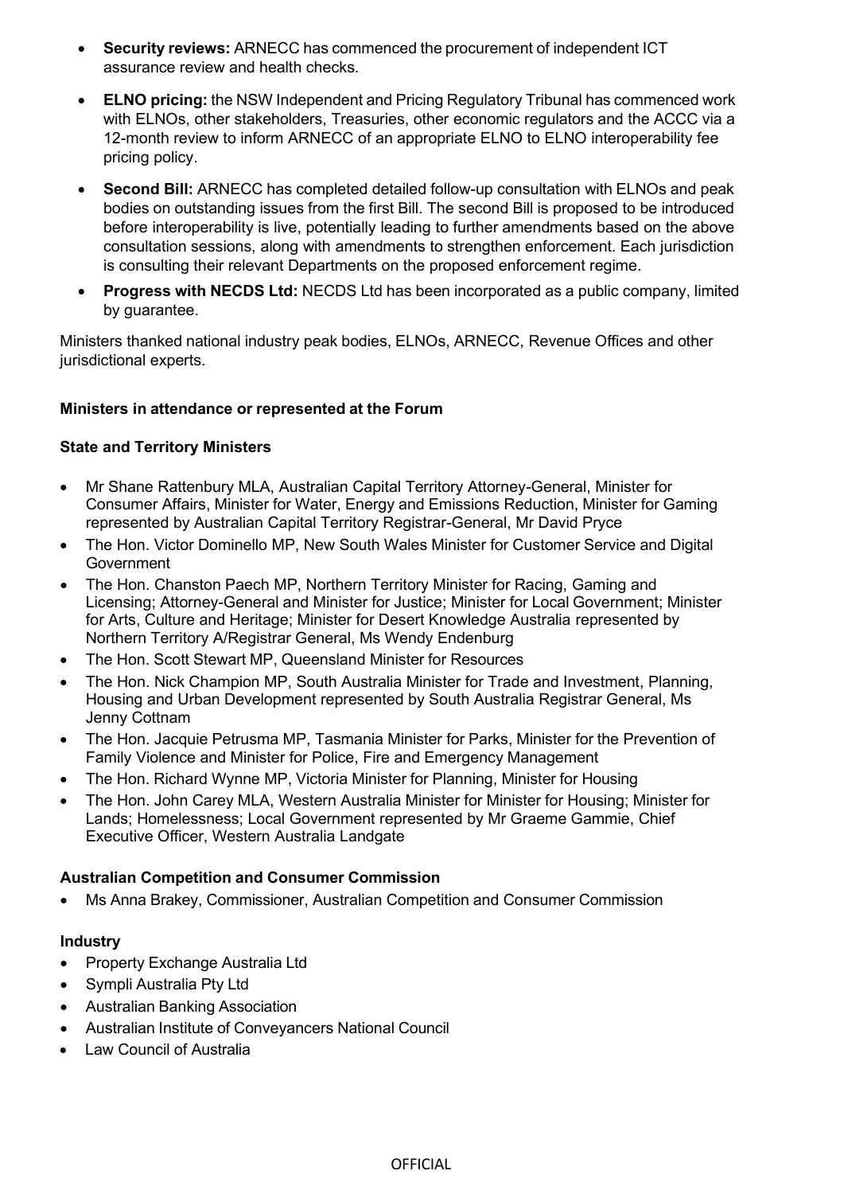- **Security reviews:** ARNECC has commenced the procurement of independent ICT assurance review and health checks.
- **ELNO pricing:** the NSW Independent and Pricing Regulatory Tribunal has commenced work with ELNOs, other stakeholders, Treasuries, other economic regulators and the ACCC via a 12-month review to inform ARNECC of an appropriate ELNO to ELNO interoperability fee pricing policy.
- **Second Bill:** ARNECC has completed detailed follow-up consultation with ELNOs and peak bodies on outstanding issues from the first Bill. The second Bill is proposed to be introduced before interoperability is live, potentially leading to further amendments based on the above consultation sessions, along with amendments to strengthen enforcement. Each jurisdiction is consulting their relevant Departments on the proposed enforcement regime.
- **Progress with NECDS Ltd:** NECDS Ltd has been incorporated as a public company, limited by guarantee.

Ministers thanked national industry peak bodies, ELNOs, ARNECC, Revenue Offices and other jurisdictional experts.

**Ministers in attendance or represented at the Forum**

**State and Territory Ministers**

- Mr Shane Rattenbury MLA, Australian Capital Territory Attorney-General, Minister for Consumer Affairs, Minister for Water, Energy and Emissions Reduction, Minister for Gaming represented by Australian Capital Territory Registrar-General, Mr David Pryce
- The Hon. Victor Dominello MP, New South Wales Minister for Customer Service and Digital Government
- The Hon. Chanston Paech MP, Northern Territory Minister for Racing, Gaming and Licensing; Attorney-General and Minister for Justice; Minister for Local Government; Minister for Arts, Culture and Heritage; Minister for Desert Knowledge Australia represented by Northern Territory A/Registrar General, Ms Wendy Endenburg
- The Hon. Scott Stewart MP, Queensland Minister for Resources
- The Hon. Nick Champion MP, South Australia Minister for Trade and Investment, Planning, Housing and Urban Development represented by South Australia Registrar General, Ms Jenny Cottnam
- The Hon. Jacquie Petrusma MP, Tasmania Minister for Parks, Minister for the Prevention of Family Violence and Minister for Police, Fire and Emergency Management
- The Hon. Richard Wynne MP, Victoria Minister for Planning, Minister for Housing
- The Hon. John Carey MLA, Western Australia Minister for Minister for Housing; Minister for Lands; Homelessness; Local Government represented by Mr Graeme Gammie, Chief Executive Officer, Western Australia Landgate

**Australian Competition and Consumer Commission**

- Ms Anna Brakey, Commissioner, Australian Competition and Consumer Commission

**Industry**

- Property Exchange Australia Ltd
- Sympli Australia Pty Ltd
- Australian Banking Association
- Australian Institute of Conveyancers National Council
- Law Council of Australia

OFFICIAL